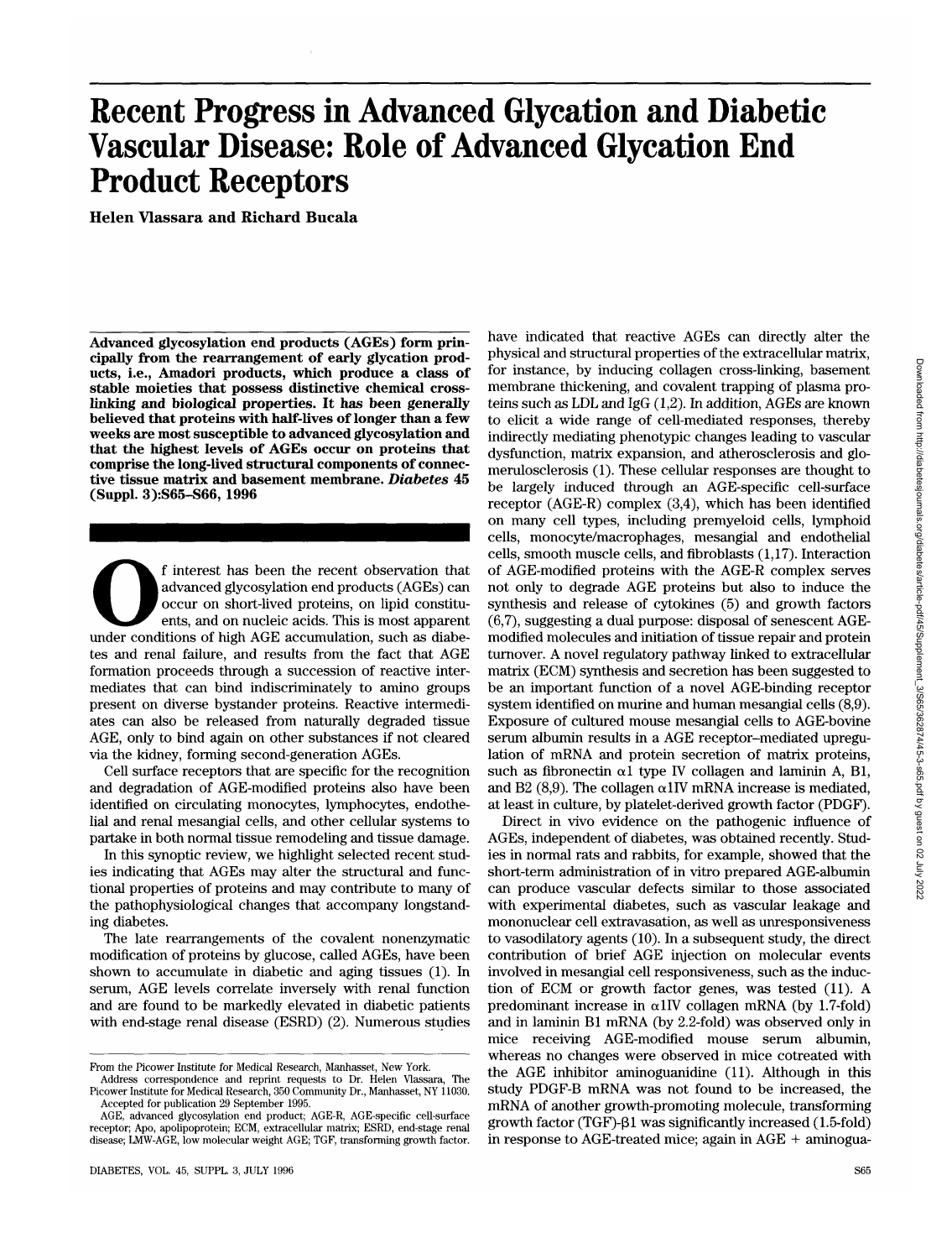# Recent Progress in Advanced Glycation and Diabetic Vascular Disease: Role of Advanced Glycation End Product Receptors

**Helen Vlassara and Richard Bucala**

**Advanced glycosylation end products (AGEs) form principally from the rearrangement of early glycation products, i.e., Amadori products, which produce a class of stable moieties that possess distinctive chemical cross-linking and biological properties. It has been generally believed that proteins with half-lives of longer than a few weeks are most susceptible to advanced glycosylation and that the highest levels of AGEs occur on proteins that comprise the long-lived structural components of connective tissue matrix and basement membrane.** ***Diabetes*** **45 (Suppl. 3):S65–S66, 1996**

Of interest has been the recent observation that advanced glycosylation end products (AGEs) can occur on short-lived proteins, on lipid constituents, and on nucleic acids. This is most apparent under conditions of high AGE accumulation, such as diabetes and renal failure, and results from the fact that AGE formation proceeds through a succession of reactive intermediates that can bind indiscriminately to amino groups present on diverse bystander proteins. Reactive intermediates can also be released from naturally degraded tissue AGE, only to bind again on other substances if not cleared via the kidney, forming second-generation AGEs.

Cell surface receptors that are specific for the recognition and degradation of AGE-modified proteins also have been identified on circulating monocytes, lymphocytes, endothelial and renal mesangial cells, and other cellular systems to partake in both normal tissue remodeling and tissue damage.

In this synoptic review, we highlight selected recent studies indicating that AGEs may alter the structural and functional properties of proteins and may contribute to many of the pathophysiological changes that accompany longstanding diabetes.

The late rearrangements of the covalent nonenzymatic modification of proteins by glucose, called AGEs, have been shown to accumulate in diabetic and aging tissues (1). In serum, AGE levels correlate inversely with renal function and are found to be markedly elevated in diabetic patients with end-stage renal disease (ESRD) (2). Numerous studies have indicated that reactive AGEs can directly alter the physical and structural properties of the extracellular matrix, for instance, by inducing collagen cross-linking, basement membrane thickening, and covalent trapping of plasma proteins such as LDL and IgG (1,2). In addition, AGEs are known to elicit a wide range of cell-mediated responses, thereby indirectly mediating phenotypic changes leading to vascular dysfunction, matrix expansion, and atherosclerosis and glomerulosclerosis (1). These cellular responses are thought to be largely induced through an AGE-specific cell-surface receptor (AGE-R) complex (3,4), which has been identified on many cell types, including premyeloid cells, lymphoid cells, monocyte/macrophages, mesangial and endothelial cells, smooth muscle cells, and fibroblasts (1,17). Interaction of AGE-modified proteins with the AGE-R complex serves not only to degrade AGE proteins but also to induce the synthesis and release of cytokines (5) and growth factors (6,7), suggesting a dual purpose: disposal of senescent AGE-modified molecules and initiation of tissue repair and protein turnover. A novel regulatory pathway linked to extracellular matrix (ECM) synthesis and secretion has been suggested to be an important function of a novel AGE-binding receptor system identified on murine and human mesangial cells (8,9). Exposure of cultured mouse mesangial cells to AGE-bovine serum albumin results in a AGE receptor–mediated upregulation of mRNA and protein secretion of matrix proteins, such as fibronectin $\alpha$1 type IV collagen and laminin A, B1, and B2 (8,9). The collagen $\alpha$1IV mRNA increase is mediated, at least in culture, by platelet-derived growth factor (PDGF).

Direct in vivo evidence on the pathogenic influence of AGEs, independent of diabetes, was obtained recently. Studies in normal rats and rabbits, for example, showed that the short-term administration of in vitro prepared AGE-albumin can produce vascular defects similar to those associated with experimental diabetes, such as vascular leakage and mononuclear cell extravasation, as well as unresponsiveness to vasodilatory agents (10). In a subsequent study, the direct contribution of brief AGE injection on molecular events involved in mesangial cell responsiveness, such as the induction of ECM or growth factor genes, was tested (11). A predominant increase in $\alpha$1IV collagen mRNA (by 1.7-fold) and in laminin B1 mRNA (by 2.2-fold) was observed only in mice receiving AGE-modified mouse serum albumin, whereas no changes were observed in mice cotreated with the AGE inhibitor aminoguanidine (11). Although in this study PDGF-B mRNA was not found to be increased, the mRNA of another growth-promoting molecule, transforming growth factor (TGF)-$\beta$1 was significantly increased (1.5-fold) in response to AGE-treated mice; again in AGE + aminogua-

From the Picower Institute for Medical Research, Manhasset, New York.

Address correspondence and reprint requests to Dr. Helen Vlassara, The Picower Institute for Medical Research, 350 Community Dr., Manhasset, NY 11030.

Accepted for publication 29 September 1995.

AGE, advanced glycosylation end product; AGE-R, AGE-specific cell-surface receptor; Apo, apolipoprotein; ECM, extracellular matrix; ESRD, end-stage renal disease; LMW-AGE, low molecular weight AGE; TGF, transforming growth factor.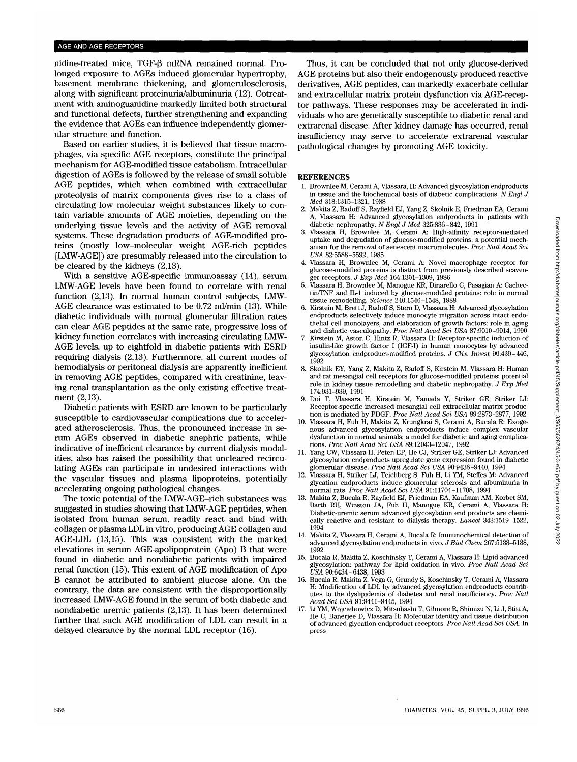nidine-treated mice, TGF-β mRNA remained normal. Prolonged exposure to AGEs induced glomerular hypertrophy, basement membrane thickening, and glomerulosclerosis, along with significant proteinuria/albuminuria (12). Cotreatment with aminoguanidine markedly limited both structural and functional defects, further strengthening and expanding the evidence that AGEs can influence independently glomerular structure and function.

Based on earlier studies, it is believed that tissue macrophages, via specific AGE receptors, constitute the principal mechanism for AGE-modified tissue catabolism. Intracellular digestion of AGEs is followed by the release of small soluble AGE peptides, which when combined with extracellular proteolysis of matrix components gives rise to a class of circulating low molecular weight substances likely to contain variable amounts of AGE moieties, depending on the underlying tissue levels and the activity of AGE removal systems. These degradation products of AGE-modified proteins (mostly low–molecular weight AGE-rich peptides [LMW-AGE]) are presumably released into the circulation to be cleared by the kidneys (2,13).

With a sensitive AGE-specific immunoassay (14), serum LMW-AGE levels have been found to correlate with renal function (2,13). In normal human control subjects, LMW-AGE clearance was estimated to be 0.72 ml/min (13). While diabetic individuals with normal glomerular filtration rates can clear AGE peptides at the same rate, progressive loss of kidney function correlates with increasing circulating LMW-AGE levels, up to eightfold in diabetic patients with ESRD requiring dialysis (2,13). Furthermore, all current modes of hemodialysis or peritoneal dialysis are apparently inefficient in removing AGE peptides, compared with creatinine, leaving renal transplantation as the only existing effective treatment (2,13).

Diabetic patients with ESRD are known to be particularly susceptible to cardiovascular complications due to accelerated atherosclerosis. Thus, the pronounced increase in serum AGEs observed in diabetic anephric patients, while indicative of inefficient clearance by current dialysis modalities, also has raised the possibility that uncleared recirculating AGEs can participate in undesired interactions with the vascular tissues and plasma lipoproteins, potentially accelerating ongoing pathological changes.

The toxic potential of the LMW-AGE–rich substances was suggested in studies showing that LMW-AGE peptides, when isolated from human serum, readily react and bind with collagen or plasma LDL in vitro, producing AGE collagen and AGE-LDL (13,15). This was consistent with the marked elevations in serum AGE-apolipoprotein (Apo) B that were found in diabetic and nondiabetic patients with impaired renal function (15). This extent of AGE modification of Apo B cannot be attributed to ambient glucose alone. On the contrary, the data are consistent with the disproportionally increased LMW-AGE found in the serum of both diabetic and nondiabetic uremic patients (2,13). It has been determined further that such AGE modification of LDL can result in a delayed clearance by the normal LDL receptor (16).

Thus, it can be concluded that not only glucose-derived AGE proteins but also their endogenously produced reactive derivatives, AGE peptides, can markedly exacerbate cellular and extracellular matrix protein dysfunction via AGE-receptor pathways. These responses may be accelerated in individuals who are genetically susceptible to diabetic renal and extrarenal disease. After kidney damage has occurred, renal insufficiency may serve to accelerate extrarenal vascular pathological changes by promoting AGE toxicity.

## REFERENCES

1. Brownlee M, Cerami A, Vlassara, H: Advanced glycosylation endproducts in tissue and the biochemical basis of diabetic complications. *N Engl J Med* 318:1315–1321, 1988
2. Makita Z, Radoff S, Rayfield EJ, Yang Z, Skolnik E, Friedman EA, Cerami A, Vlassara H: Advanced glycosylation endproducts in patients with diabetic nephropathy. *N Engl J Med* 325:836–842, 1991
3. Vlassara H, Brownlee M, Cerami A: High-affinity receptor-mediated uptake and degradation of glucose-modified proteins: a potential mechanism for the removal of senescent macromolecules. *Proc Natl Acad Sci USA* 82:5588–5592, 1985
4. Vlassara H, Brownlee M, Cerami A: Novel macrophage receptor for glucose-modified proteins is distinct from previously described scavenger receptors. *J Exp Med* 164:1301–1309, 1986
5. Vlassara H, Brownlee M, Manogue KR, Dinarello C, Pasagian A: Cachectin/TNF and IL-1 induced by glucose-modified proteins: role in normal tissue remodelling. *Science* 240:1546–1548, 1988
6. Kirstein M, Brett J, Radoff S, Stern D, Vlassara H: Advanced glycosylation endproducts selectively induce monocyte migration across intact endothelial cell monolayers, and elaboration of growth factors: role in aging and diabetic vasculopathy. *Proc Natl Acad Sci USA* 87:9010–9014, 1990
7. Kirstein M, Aston C, Hintz R, Vlassara H: Receptor-specific induction of insulin-like growth factor I (IGF-I) in human monocytes by advanced glycosylation endproduct-modified proteins. *J Clin Invest* 90:439–446, 1992
8. Skolnik EY, Yang Z, Makita Z, Radoff S, Kirstein M, Vlassara H: Human and rat mesangial cell receptors for glucose-modified proteins: potential role in kidney tissue remodelling and diabetic nephropathy. *J Exp Med* 174:931–939, 1991
9. Doi T, Vlassara H, Kirstein M, Yamada Y, Striker GE, Striker LJ: Receptor-specific increased mesangial cell extracellular matrix production is mediated by PDGF. *Proc Natl Acad Sci USA* 89:2873–2877, 1992
10. Vlassara H, Fuh H, Makita Z, Krungkrai S, Cerami A, Bucala R: Exogenous advanced glycosylation endproducts induce complex vascular dysfunction in normal animals; a model for diabetic and aging complications. *Proc Natl Acad Sci USA* 89:12043–12047, 1992
11. Yang CW, Vlassara H, Peten EP, He CJ, Striker GE, Striker LJ: Advanced glycosylation endproducts upregulate gene expression found in diabetic glomerular disease. *Proc Natl Acad Sci USA* 90:9436–9440, 1994
12. Vlassara H, Striker LJ, Teichberg S, Fuh H, Li YM, Steffes M: Advanced glycation endproducts induce glomerular sclerosis and albuminuria in normal rats. *Proc Natl Acad Sci USA* 91:11704–11708, 1994
13. Makita Z, Bucala R, Rayfield EJ, Friedman EA, Kaufman AM, Korbet SM, Barth RH, Winston JA, Fuh H, Manogue KR, Cerami A, Vlassara H: Diabetic-uremic serum advanced glycosylation end products are chemically reactive and resistant to dialysis therapy. *Lancet* 343:1519–1522, 1994
14. Makita Z, Vlassara H, Cerami A, Bucala R: Immunochemical detection of advanced glycosylation endproducts in vivo. *J Biol Chem* 267:5133–5138, 1992
15. Bucala R, Makita Z, Koschinsky T, Cerami A, Vlassara H: Lipid advanced glycosylation: pathway for lipid oxidation in vivo. *Proc Natl Acad Sci USA* 90:6434–6438, 1993
16. Bucala R, Makita Z, Vega G, Grundy S, Koschinsky T, Cerami A, Vlassara H: Modification of LDL by advanced glycosylation endproducts contributes to the dyslipidemia of diabetes and renal insufficiency. *Proc Natl Acad Sci USA* 91:9441–9445, 1994
17. Li YM, Wojciehowicz D, Mitsuhashi T, Gilmore R, Shimizu N, Li J, Stitt A, He C, Banerjee D, Vlassara H: Molecular identity and tissue distribution of advanced glycation endproduct receptors. *Proc Natl Acad Sci USA*. In press